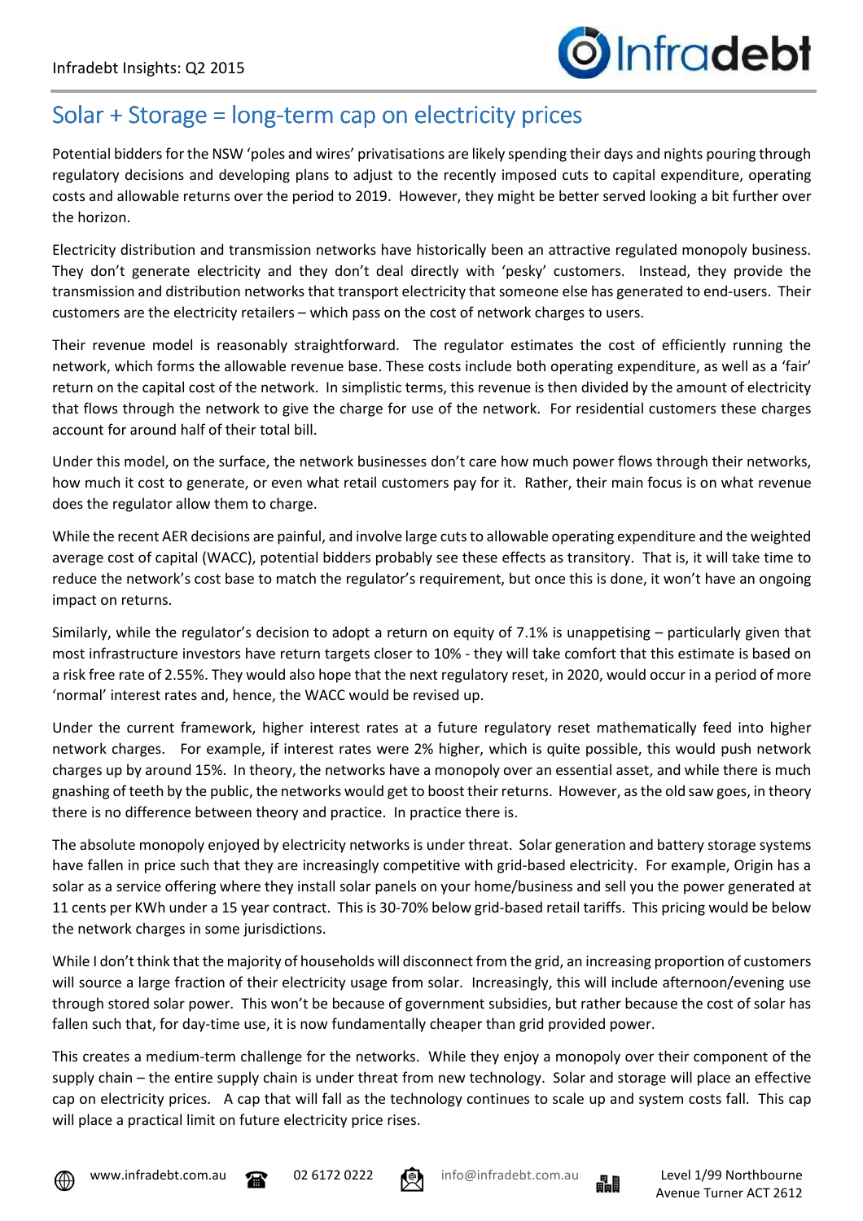# Solar + Storage = long-term cap on electricity prices

Potential bidders for the NSW 'poles and wires' privatisations are likely spending their days and nights pouring through regulatory decisions and developing plans to adjust to the recently imposed cuts to capital expenditure, operating costs and allowable returns over the period to 2019. However, they might be better served looking a bit further over the horizon.

Electricity distribution and transmission networks have historically been an attractive regulated monopoly business. They don't generate electricity and they don't deal directly with 'pesky' customers. Instead, they provide the transmission and distribution networks that transport electricity that someone else has generated to end-users. Their customers are the electricity retailers – which pass on the cost of network charges to users.

Their revenue model is reasonably straightforward. The regulator estimates the cost of efficiently running the network, which forms the allowable revenue base. These costs include both operating expenditure, as well as a 'fair' return on the capital cost of the network. In simplistic terms, this revenue is then divided by the amount of electricity that flows through the network to give the charge for use of the network. For residential customers these charges account for around half of their total bill.

Under this model, on the surface, the network businesses don't care how much power flows through their networks, how much it cost to generate, or even what retail customers pay for it. Rather, their main focus is on what revenue does the regulator allow them to charge.

While the recent AER decisions are painful, and involve large cuts to allowable operating expenditure and the weighted average cost of capital (WACC), potential bidders probably see these effects as transitory. That is, it will take time to reduce the network's cost base to match the regulator's requirement, but once this is done, it won't have an ongoing impact on returns.

Similarly, while the regulator's decision to adopt a return on equity of 7.1% is unappetising – particularly given that most infrastructure investors have return targets closer to 10% - they will take comfort that this estimate is based on a risk free rate of 2.55%. They would also hope that the next regulatory reset, in 2020, would occur in a period of more 'normal' interest rates and, hence, the WACC would be revised up.

Under the current framework, higher interest rates at a future regulatory reset mathematically feed into higher network charges. For example, if interest rates were 2% higher, which is quite possible, this would push network charges up by around 15%. In theory, the networks have a monopoly over an essential asset, and while there is much gnashing of teeth by the public, the networks would get to boost their returns. However, as the old saw goes, in theory there is no difference between theory and practice. In practice there is.

The absolute monopoly enjoyed by electricity networks is under threat. Solar generation and battery storage systems have fallen in price such that they are increasingly competitive with grid-based electricity. For example, Origin has a solar as a service offering where they install solar panels on your home/business and sell you the power generated at 11 cents per KWh under a 15 year contract. This is 30-70% below grid-based retail tariffs. This pricing would be below the network charges in some jurisdictions.

While I don't think that the majority of households will disconnect from the grid, an increasing proportion of customers will source a large fraction of their electricity usage from solar. Increasingly, this will include afternoon/evening use through stored solar power. This won't be because of government subsidies, but rather because the cost of solar has fallen such that, for day-time use, it is now fundamentally cheaper than grid provided power.

This creates a medium-term challenge for the networks. While they enjoy a monopoly over their component of the supply chain – the entire supply chain is under threat from new technology. Solar and storage will place an effective cap on electricity prices. A cap that will fall as the technology continues to scale up and system costs fall. This cap will place a practical limit on future electricity price rises.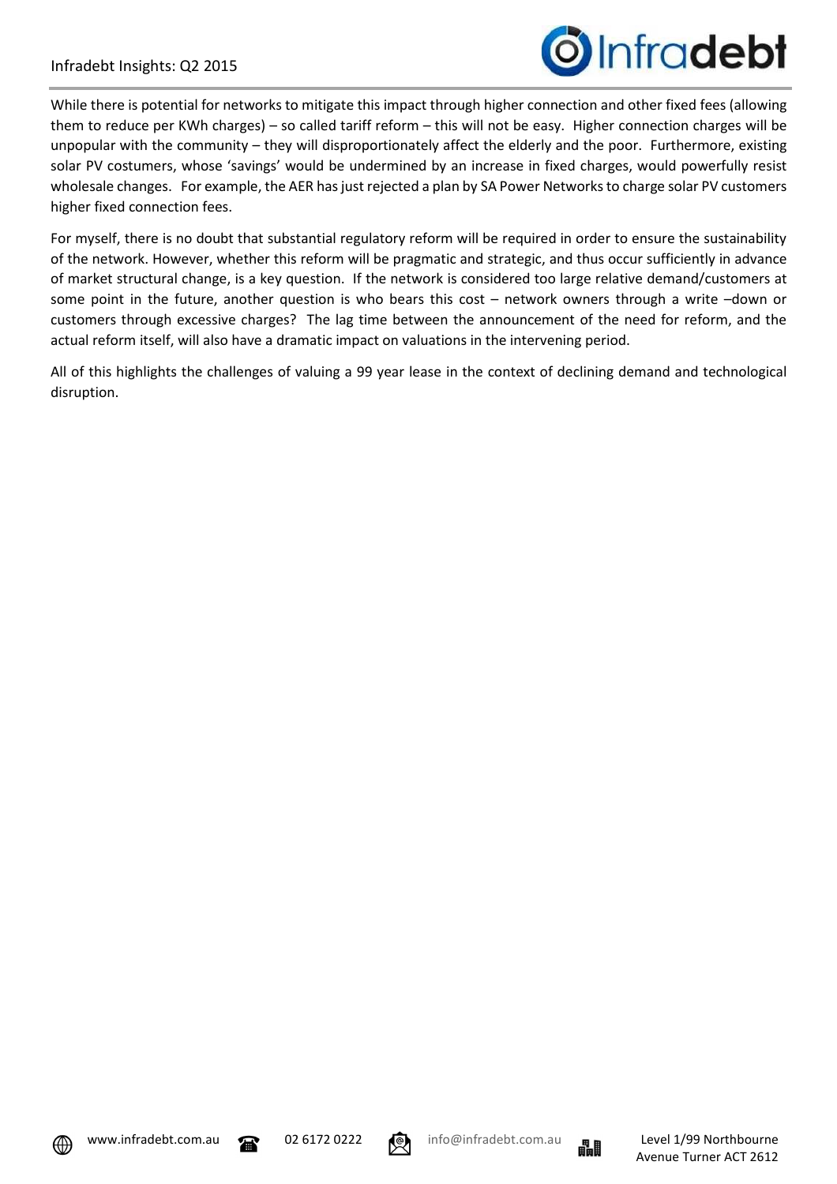While there is potential for networks to mitigate this impact through higher connection and other fixed fees (allowing them to reduce per KWh charges) – so called tariff reform – this will not be easy. Higher connection charges will be unpopular with the community – they will disproportionately affect the elderly and the poor. Furthermore, existing solar PV costumers, whose 'savings' would be undermined by an increase in fixed charges, would powerfully resist wholesale changes. For example, the AER has just rejected a plan by SA Power Networks to charge solar PV customers higher fixed connection fees.

For myself, there is no doubt that substantial regulatory reform will be required in order to ensure the sustainability of the network. However, whether this reform will be pragmatic and strategic, and thus occur sufficiently in advance of market structural change, is a key question. If the network is considered too large relative demand/customers at some point in the future, another question is who bears this cost – network owners through a write –down or customers through excessive charges? The lag time between the announcement of the need for reform, and the actual reform itself, will also have a dramatic impact on valuations in the intervening period.

All of this highlights the challenges of valuing a 99 year lease in the context of declining demand and technological disruption.